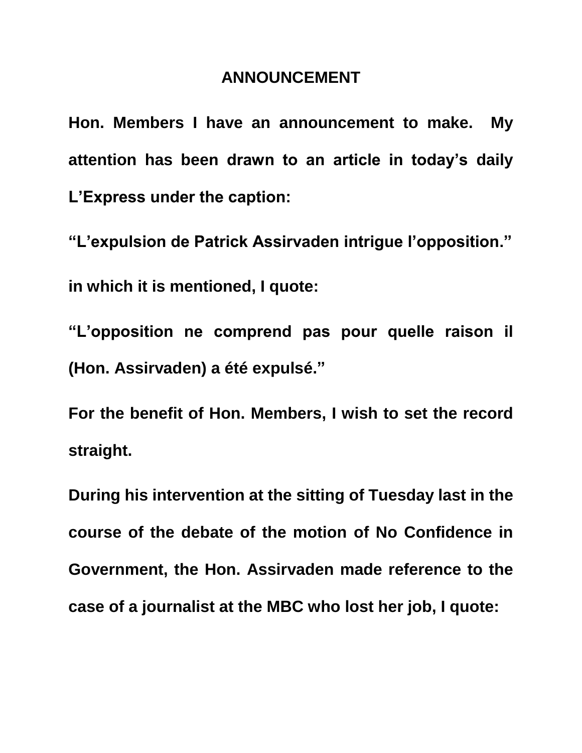# ANNOUNCEMENT

**Hon. Members I have an announcement to make. My attention has been drawn to an article in today's daily L'Express under the caption:**

**"L'expulsion de Patrick Assirvaden intrigue l'opposition."**

**in which it is mentioned, I quote:**

**"L'opposition ne comprend pas pour quelle raison il (Hon. Assirvaden) a été expulsé."**

**For the benefit of Hon. Members, I wish to set the record straight.**

**During his intervention at the sitting of Tuesday last in the course of the debate of the motion of No Confidence in Government, the Hon. Assirvaden made reference to the case of a journalist at the MBC who lost her job, I quote:**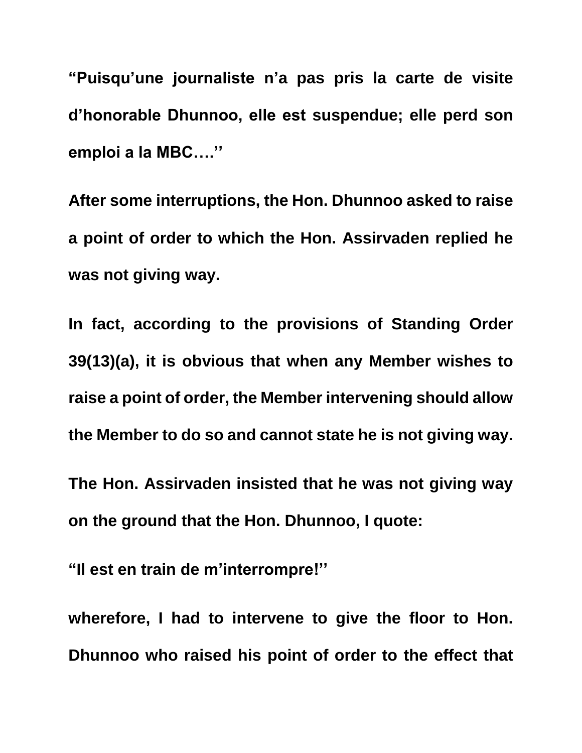**“Puisqu’une journaliste n’a pas pris la carte de visite d’honorable Dhunnoo, elle est suspendue; elle perd son emploi a la MBC….’’**

**After some interruptions, the Hon. Dhunnoo asked to raise a point of order to which the Hon. Assirvaden replied he was not giving way.**

**In fact, according to the provisions of Standing Order 39(13)(a), it is obvious that when any Member wishes to raise a point of order, the Member intervening should allow the Member to do so and cannot state he is not giving way.**

**The Hon. Assirvaden insisted that he was not giving way on the ground that the Hon. Dhunnoo, I quote:**

**“Il est en train de m’interrompre!’’**

**wherefore, I had to intervene to give the floor to Hon. Dhunnoo who raised his point of order to the effect that**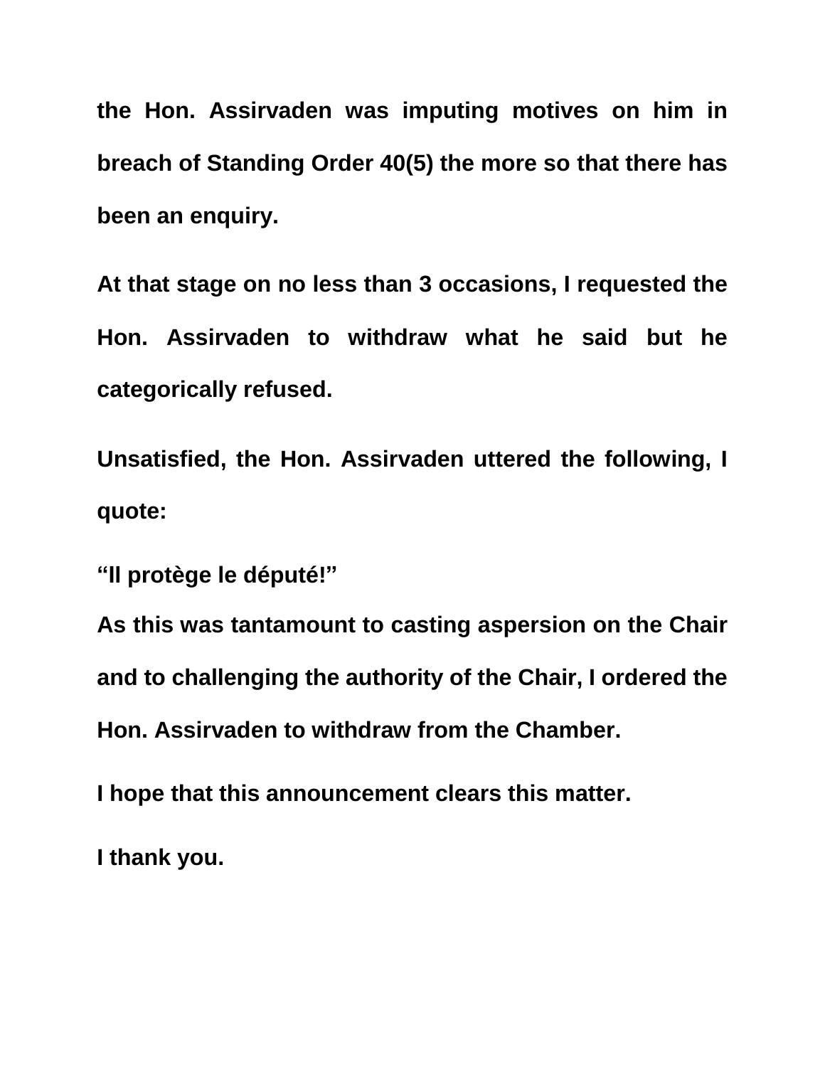**the Hon. Assirvaden was imputing motives on him in breach of Standing Order 40(5) the more so that there has been an enquiry.**

**At that stage on no less than 3 occasions, I requested the Hon. Assirvaden to withdraw what he said but he categorically refused.**

**Unsatisfied, the Hon. Assirvaden uttered the following, I quote:**

**"Il protège le député!"**

**As this was tantamount to casting aspersion on the Chair and to challenging the authority of the Chair, I ordered the Hon. Assirvaden to withdraw from the Chamber.**

**I hope that this announcement clears this matter.**

**I thank you.**